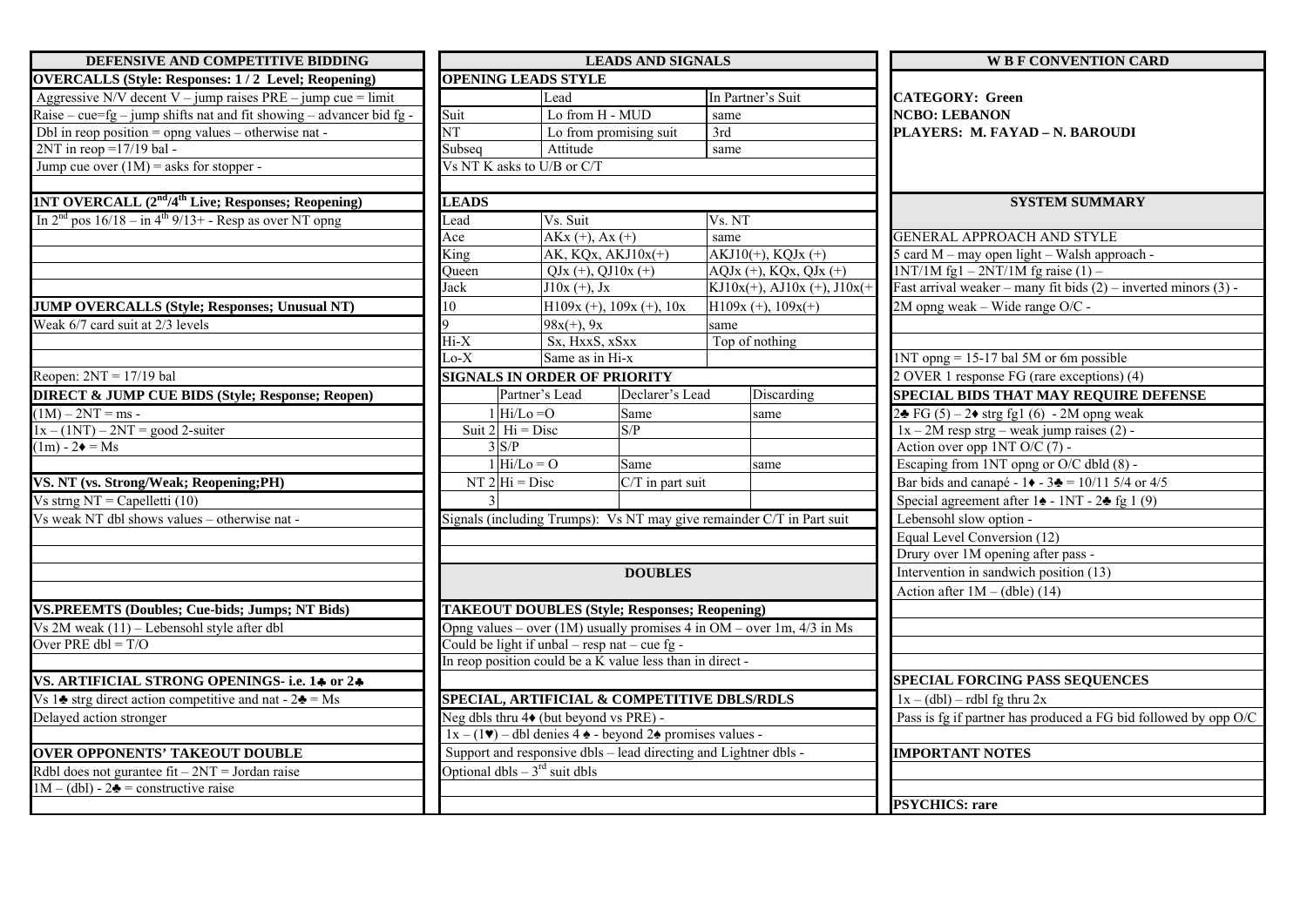## DEFENSIVE AND COMPETITIVE BIDDING

### OVERCALLS (Style: Responses: 1 / 2 Level; Reopening)

Aggressive N/V decent V – jump raises PRE – jump cue = limit

Raise – cue=fg – jump shifts nat and fit showing – advancer bid fg -

Dbl in reop position = opng values – otherwise nat -

2NT in reop =17/19 bal -

Jump cue over (1M) = asks for stopper -

### 1NT OVERCALL (2nd/4th Live; Responses; Reopening)

In 2nd pos 16/18 – in 4th 9/13+ - Resp as over NT opng

### JUMP OVERCALLS (Style; Responses; Unusual NT)

Weak 6/7 card suit at 2/3 levels

Reopen: 2NT = 17/19 bal

### DIRECT & JUMP CUE BIDS (Style; Response; Reopen)

(1M) – 2NT = ms -

1x – (1NT) – 2NT = good 2-suiter

(1m) - 2♦ = Ms

### VS. NT (vs. Strong/Weak; Reopening;PH)

Vs strng NT = Capelletti (10)

Vs weak NT dbl shows values – otherwise nat -

### VS.PREEMTS (Doubles; Cue-bids; Jumps; NT Bids)

Vs 2M weak (11) – Lebensohl style after dbl

Over PRE dbl = T/O

### VS. ARTIFICIAL STRONG OPENINGS- i.e. 1♣ or 2♣

Vs 1♣ strg direct action competitive and nat - 2♣ = Ms

Delayed action stronger

### OVER OPPONENTS' TAKEOUT DOUBLE

Rdbl does not gurantee fit – 2NT = Jordan raise

1M – (dbl) - 2♣ = constructive raise

## LEADS AND SIGNALS

### OPENING LEADS STYLE

| | Lead | In Partner's Suit |
|---|---|---|
| Suit | Lo from H - MUD | same |
| NT | Lo from promising suit | 3rd |
| Subseq | Attitude | same |

Vs NT K asks to U/B or C/T

### LEADS

| Lead | Vs. Suit | Vs. NT |
|---|---|---|
| Ace | AKx (+), Ax (+) | same |
| King | AK, KQx, AKJ10x(+) | AKJ10(+), KQJx (+) |
| Queen | QJx (+), QJ10x (+) | AQJx (+), KQx, QJx (+) |
| Jack | J10x (+), Jx | KJ10x(+), AJ10x (+), J10x(+ |
| 10 | H109x (+), 109x (+), 10x | H109x (+), 109x(+) |
| 9 | 98x(+), 9x | same |
| Hi-X | Sx, HxxS, xSxx | Top of nothing |
| Lo-X | Same as in Hi-x | |

### SIGNALS IN ORDER OF PRIORITY

| | | Partner's Lead | Declarer's Lead | Discarding |
|---|---|---|---|---|
| Suit | 1 | Hi/Lo =O | Same | same |
| | 2 | Hi = Disc | S/P | |
| | 3 | S/P | | |
| NT | 1 | Hi/Lo = O | Same | same |
| | 2 | Hi = Disc | C/T in part suit | |
| | 3 | | | |

Signals (including Trumps): Vs NT may give remainder C/T in Part suit

## DOUBLES

### TAKEOUT DOUBLES (Style; Responses; Reopening)

Opng values – over (1M) usually promises 4 in OM – over 1m, 4/3 in Ms

Could be light if unbal – resp nat – cue fg -

In reop position could be a K value less than in direct -

### SPECIAL, ARTIFICIAL & COMPETITIVE DBLS/RDLS

Neg dbls thru 4♦ (but beyond vs PRE) -

1x – (1♥) – dbl denies 4 ♠ - beyond 2♠ promises values -

Support and responsive dbls – lead directing and Lightner dbls -

Optional dbls – 3rd suit dbls

## W B F CONVENTION CARD

**CATEGORY: Green**

**NCBO: LEBANON**

**PLAYERS: M. FAYAD – N. BAROUDI**

## SYSTEM SUMMARY

### GENERAL APPROACH AND STYLE

5 card M – may open light – Walsh approach -

1NT/1M fg1 – 2NT/1M fg raise (1) –

Fast arrival weaker – many fit bids (2) – inverted minors (3) -

2M opng weak – Wide range O/C -

1NT opng = 15-17 bal 5M or 6m possible

2 OVER 1 response FG (rare exceptions) (4)

### SPECIAL BIDS THAT MAY REQUIRE DEFENSE

2♣ FG (5) – 2♦ strg fg1 (6) - 2M opng weak

1x – 2M resp strg – weak jump raises (2) -

Action over opp 1NT O/C (7) -

Escaping from 1NT opng or O/C dbld (8) -

Bar bids and canapé - 1♦ - 3♣ = 10/11 5/4 or 4/5

Special agreement after 1♠ - 1NT - 2♣ fg 1 (9)

Lebensohl slow option -

Equal Level Conversion (12)

Drury over 1M opening after pass -

Intervention in sandwich position (13)

Action after 1M – (dble) (14)

### SPECIAL FORCING PASS SEQUENCES

1x – (dbl) – rdbl fg thru 2x

Pass is fg if partner has produced a FG bid followed by opp O/C

### IMPORTANT NOTES

**PSYCHICS: rare**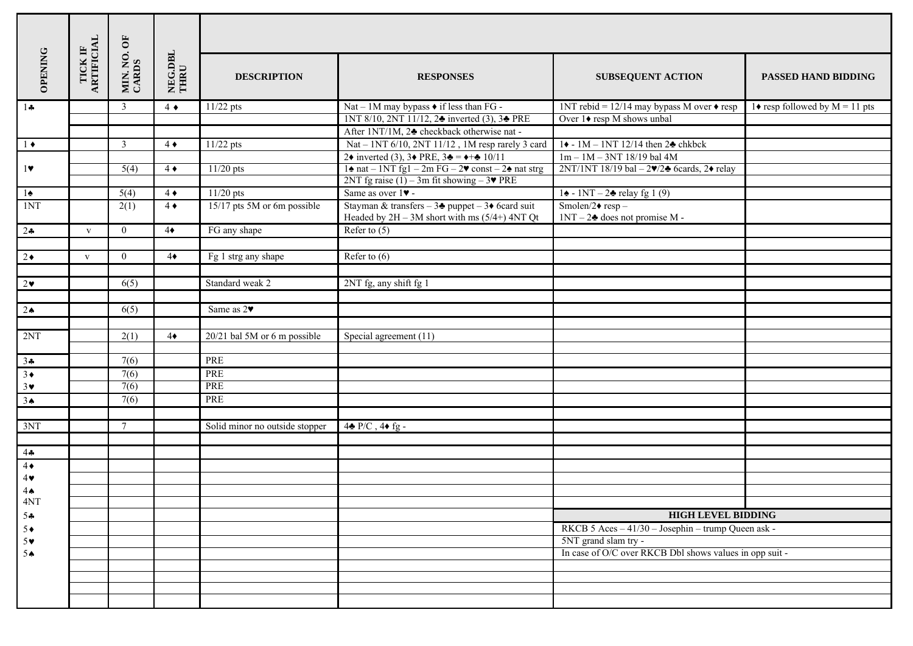| OPENING | TICK IF ARTIFICIAL | MIN. NO. OF CARDS | NEG.DBL THRU | DESCRIPTION | RESPONSES | SUBSEQUENT ACTION | PASSED HAND BIDDING |
|---|---|---|---|---|---|---|---|
| 1♣ | | 3 | 4 ♦ | 11/22 pts | Nat – 1M may bypass ♦ if less than FG - | 1NT rebid = 12/14 may bypass M over ♦ resp | 1♦ resp followed by M = 11 pts |
| | | | | | 1NT 8/10, 2NT 11/12, 2♣ inverted (3), 3♣ PRE | Over 1♦ resp M shows unbal | |
| | | | | | After 1NT/1M, 2♣ checkback otherwise nat - | | |
| 1 ♦ | | 3 | 4 ♦ | 11/22 pts | Nat – 1NT 6/10, 2NT 11/12 , 1M resp rarely 3 card | 1♦ - 1M – 1NT 12/14 then 2♣ chkbck | |
| | | | | | 2♦ inverted (3), 3♦ PRE, 3♣ = ♦+♣ 10/11 | 1m – 1M – 3NT 18/19 bal 4M | |
| 1♥ | | 5(4) | 4 ♦ | 11/20 pts | 1♠ nat – 1NT fg1 – 2m FG – 2♥ const – 2♠ nat strg | 2NT/1NT 18/19 bal – 2♥/2♣ 6cards, 2♦ relay | |
| | | | | | 2NT fg raise (1) – 3m fit showing – 3♥ PRE | | |
| 1♠ | | 5(4) | 4 ♦ | 11/20 pts | Same as over 1♥ - | 1♠ - 1NT – 2♣ relay fg 1 (9) | |
| 1NT | | 2(1) | 4 ♦ | 15/17 pts 5M or 6m possible | Stayman & transfers – 3♣ puppet – 3♦ 6card suit Headed by 2H – 3M short with ms (5/4+) 4NT Qt | Smolen/2♦ resp – 1NT – 2♣ does not promise M - | |
| 2♣ | v | 0 | 4♦ | FG any shape | Refer to (5) | | |
| | | | | | | | |
| 2♦ | v | 0 | 4♦ | Fg 1 strg any shape | Refer to (6) | | |
| | | | | | | | |
| 2♥ | | 6(5) | | Standard weak 2 | 2NT fg, any shift fg 1 | | |
| | | | | | | | |
| 2♠ | | 6(5) | | Same as 2♥ | | | |
| | | | | | | | |
| 2NT | | 2(1) | 4♦ | 20/21 bal 5M or 6 m possible | Special agreement (11) | | |
| | | | | | | | |
| 3♣ | | 7(6) | | PRE | | | |
| 3♦ | | 7(6) | | PRE | | | |
| 3♥ | | 7(6) | | PRE | | | |
| 3♠ | | 7(6) | | PRE | | | |
| | | | | | | | |
| 3NT | | 7 | | Solid minor no outside stopper | 4♣ P/C , 4♦ fg - | | |
| | | | | | | | |
| 4♣ | | | | | | | |
| 4♦ | | | | | | | |
| 4♥ | | | | | | | |
| 4♠ | | | | | | | |
| 4NT | | | | | | | |
| 5♣ | | | | | | **HIGH LEVEL BIDDING** | |
| 5♦ | | | | | | RKCB 5 Aces – 41/30 – Josephin – trump Queen ask - | |
| 5♥ | | | | | | 5NT grand slam try - | |
| 5♠ | | | | | | In case of O/C over RKCB Dbl shows values in opp suit - | |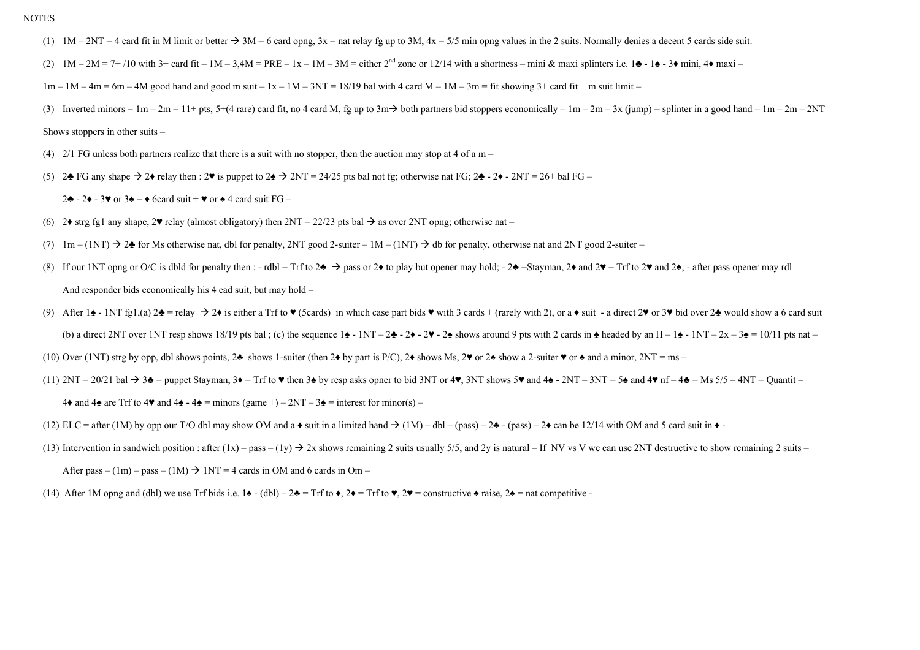NOTES

(1) 1M – 2NT = 4 card fit in M limit or better → 3M = 6 card opng, 3x = nat relay fg up to 3M, 4x = 5/5 min opng values in the 2 suits. Normally denies a decent 5 cards side suit.

(2) 1M – 2M = 7+ /10 with 3+ card fit – 1M – 3,4M = PRE – 1x – 1M – 3M = either 2nd zone or 12/14 with a shortness – mini & maxi splinters i.e. 1♣ - 1♠ - 3♦ mini, 4♦ maxi –

1m – 1M – 4m = 6m – 4M good hand and good m suit – 1x – 1M – 3NT = 18/19 bal with 4 card M – 1M – 3m = fit showing 3+ card fit + m suit limit –

(3) Inverted minors = 1m – 2m = 11+ pts, 5+(4 rare) card fit, no 4 card M, fg up to 3m→ both partners bid stoppers economically – 1m – 2m – 3x (jump) = splinter in a good hand – 1m – 2m – 2NT Shows stoppers in other suits –

(4) 2/1 FG unless both partners realize that there is a suit with no stopper, then the auction may stop at 4 of a m –

(5) 2♣ FG any shape → 2♦ relay then : 2♥ is puppet to 2♠ → 2NT = 24/25 pts bal not fg; otherwise nat FG; 2♣ - 2♦ - 2NT = 26+ bal FG –

2♣ - 2♦ - 3♥ or 3♠ = ♦ 6card suit + ♥ or ♠ 4 card suit FG –

(6) 2♦ strg fg1 any shape, 2♥ relay (almost obligatory) then 2NT = 22/23 pts bal → as over 2NT opng; otherwise nat –

(7) 1m – (1NT) → 2♣ for Ms otherwise nat, dbl for penalty, 2NT good 2-suiter – 1M – (1NT) → db for penalty, otherwise nat and 2NT good 2-suiter –

(8) If our 1NT opng or O/C is dbld for penalty then : - rdbl = Trf to 2♣ → pass or 2♦ to play but opener may hold; - 2♣ =Stayman, 2♦ and 2♥ = Trf to 2♥ and 2♠; - after pass opener may rdl And responder bids economically his 4 cad suit, but may hold –

(9) After 1♠ - 1NT fg1,(a) 2♣ = relay → 2♦ is either a Trf to ♥ (5cards) in which case part bids ♥ with 3 cards + (rarely with 2), or a ♦ suit - a direct 2♥ or 3♥ bid over 2♣ would show a 6 card suit (b) a direct 2NT over 1NT resp shows 18/19 pts bal ; (c) the sequence 1♠ - 1NT – 2♣ - 2♦ - 2♥ - 2♠ shows around 9 pts with 2 cards in ♠ headed by an H – 1♠ - 1NT – 2x – 3♠ = 10/11 pts nat –

(10) Over (1NT) strg by opp, dbl shows points, 2♣ shows 1-suiter (then 2♦ by part is P/C), 2♦ shows Ms, 2♥ or 2♠ show a 2-suiter ♥ or ♠ and a minor, 2NT = ms –

(11) 2NT = 20/21 bal → 3♣ = puppet Stayman, 3♦ = Trf to ♥ then 3♠ by resp asks opner to bid 3NT or 4♥, 3NT shows 5♥ and 4♠ - 2NT – 3NT = 5♠ and 4♥ nf – 4♣ = Ms 5/5 – 4NT = Quantit – 4♦ and 4♠ are Trf to 4♥ and 4♠ - 4♠ = minors (game +) – 2NT – 3♠ = interest for minor(s) –

(12) ELC = after (1M) by opp our T/O dbl may show OM and a ♦ suit in a limited hand → (1M) – dbl – (pass) – 2♣ - (pass) – 2♦ can be 12/14 with OM and 5 card suit in ♦ -

(13) Intervention in sandwich position : after (1x) – pass – (1y) → 2x shows remaining 2 suits usually 5/5, and 2y is natural – If NV vs V we can use 2NT destructive to show remaining 2 suits – After pass – (1m) – pass – (1M) → 1NT = 4 cards in OM and 6 cards in Om –

(14) After 1M opng and (dbl) we use Trf bids i.e. 1♠ - (dbl) – 2♣ = Trf to ♦, 2♦ = Trf to ♥, 2♥ = constructive ♠ raise, 2♠ = nat competitive -